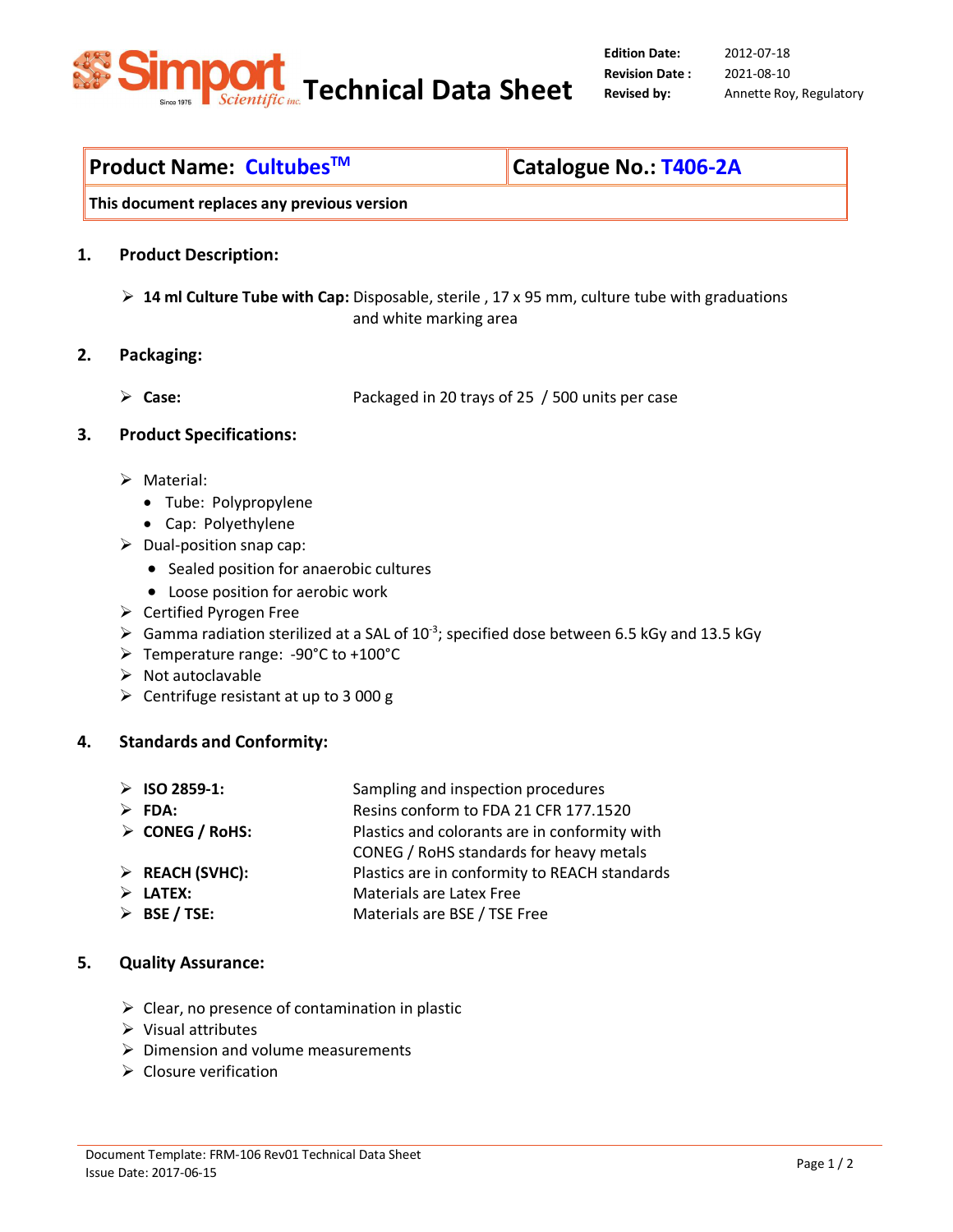# Simport Scientific Technical Data Sheet

| | |
|---|---|
| **Edition Date:** | 2012-07-18 |
| **Revision Date :** | 2021-08-10 |
| **Revised by:** | Annette Roy, Regulatory |

| **Product Name: Cultubes™** | **Catalogue No.: T406-2A** |
|---|---|
| **This document replaces any previous version** | |

## 1. Product Description:

- **14 ml Culture Tube with Cap:** Disposable, sterile , 17 x 95 mm, culture tube with graduations and white marking area

## 2. Packaging:

- **Case:** Packaged in 20 trays of 25 / 500 units per case

## 3. Product Specifications:

- Material:
  - Tube: Polypropylene
  - Cap: Polyethylene
- Dual-position snap cap:
  - Sealed position for anaerobic cultures
  - Loose position for aerobic work
- Certified Pyrogen Free
- Gamma radiation sterilized at a SAL of $10^{-3}$; specified dose between 6.5 kGy and 13.5 kGy
- Temperature range: -90°C to +100°C
- Not autoclavable
- Centrifuge resistant at up to 3 000 g

## 4. Standards and Conformity:

- **ISO 2859-1:** Sampling and inspection procedures
- **FDA:** Resins conform to FDA 21 CFR 177.1520
- **CONEG / RoHS:** Plastics and colorants are in conformity with CONEG / RoHS standards for heavy metals
- **REACH (SVHC):** Plastics are in conformity to REACH standards
- **LATEX:** Materials are Latex Free
- **BSE / TSE:** Materials are BSE / TSE Free

## 5. Quality Assurance:

- Clear, no presence of contamination in plastic
- Visual attributes
- Dimension and volume measurements
- Closure verification

Document Template: FRM-106 Rev01 Technical Data Sheet
Issue Date: 2017-06-15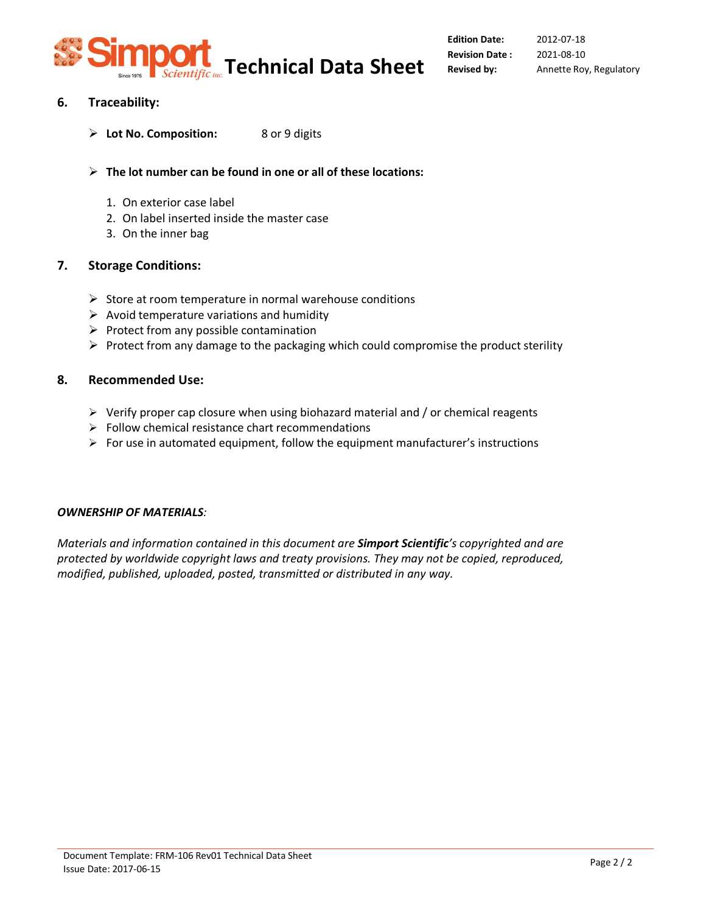## 6. Traceability:

- **Lot No. Composition:** 8 or 9 digits

- **The lot number can be found in one or all of these locations:**

  1. On exterior case label
  2. On label inserted inside the master case
  3. On the inner bag

## 7. Storage Conditions:

- Store at room temperature in normal warehouse conditions
- Avoid temperature variations and humidity
- Protect from any possible contamination
- Protect from any damage to the packaging which could compromise the product sterility

## 8. Recommended Use:

- Verify proper cap closure when using biohazard material and / or chemical reagents
- Follow chemical resistance chart recommendations
- For use in automated equipment, follow the equipment manufacturer's instructions

***OWNERSHIP OF MATERIALS**:*

*Materials and information contained in this document are **Simport Scientific**'s copyrighted and are protected by worldwide copyright laws and treaty provisions. They may not be copied, reproduced, modified, published, uploaded, posted, transmitted or distributed in any way.*